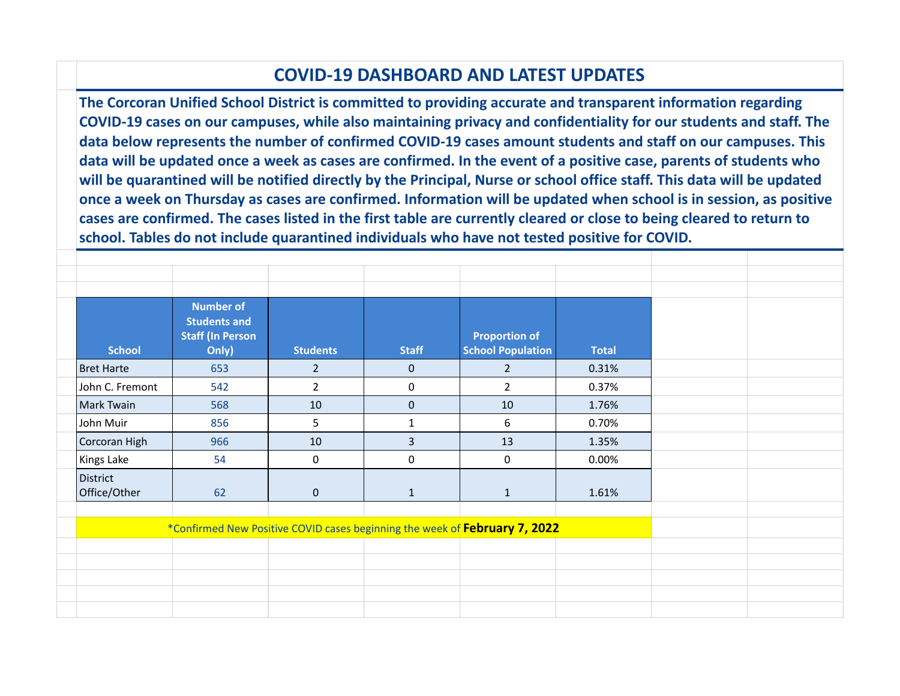# COVID-19 DASHBOARD AND LATEST UPDATES

**The Corcoran Unified School District is committed to providing accurate and transparent information regarding COVID-19 cases on our campuses, while also maintaining privacy and confidentiality for our students and staff. The data below represents the number of confirmed COVID-19 cases amount students and staff on our campuses. This data will be updated once a week as cases are confirmed. In the event of a positive case, parents of students who will be quarantined will be notified directly by the Principal, Nurse or school office staff. This data will be updated once a week on Thursday as cases are confirmed. Information will be updated when school is in session, as positive cases are confirmed. The cases listed in the first table are currently cleared or close to being cleared to return to school. Tables do not include quarantined individuals who have not tested positive for COVID.**

| School | Number of Students and Staff (In Person Only) | Students | Staff | Proportion of School Population | Total |
|---|---|---|---|---|---|
| Bret Harte | 653 | 2 | 0 | 2 | 0.31% |
| John C. Fremont | 542 | 2 | 0 | 2 | 0.37% |
| Mark Twain | 568 | 10 | 0 | 10 | 1.76% |
| John Muir | 856 | 5 | 1 | 6 | 0.70% |
| Corcoran High | 966 | 10 | 3 | 13 | 1.35% |
| Kings Lake | 54 | 0 | 0 | 0 | 0.00% |
| District Office/Other | 62 | 0 | 1 | 1 | 1.61% |

*Confirmed New Positive COVID cases beginning the week of **February 7, 2022**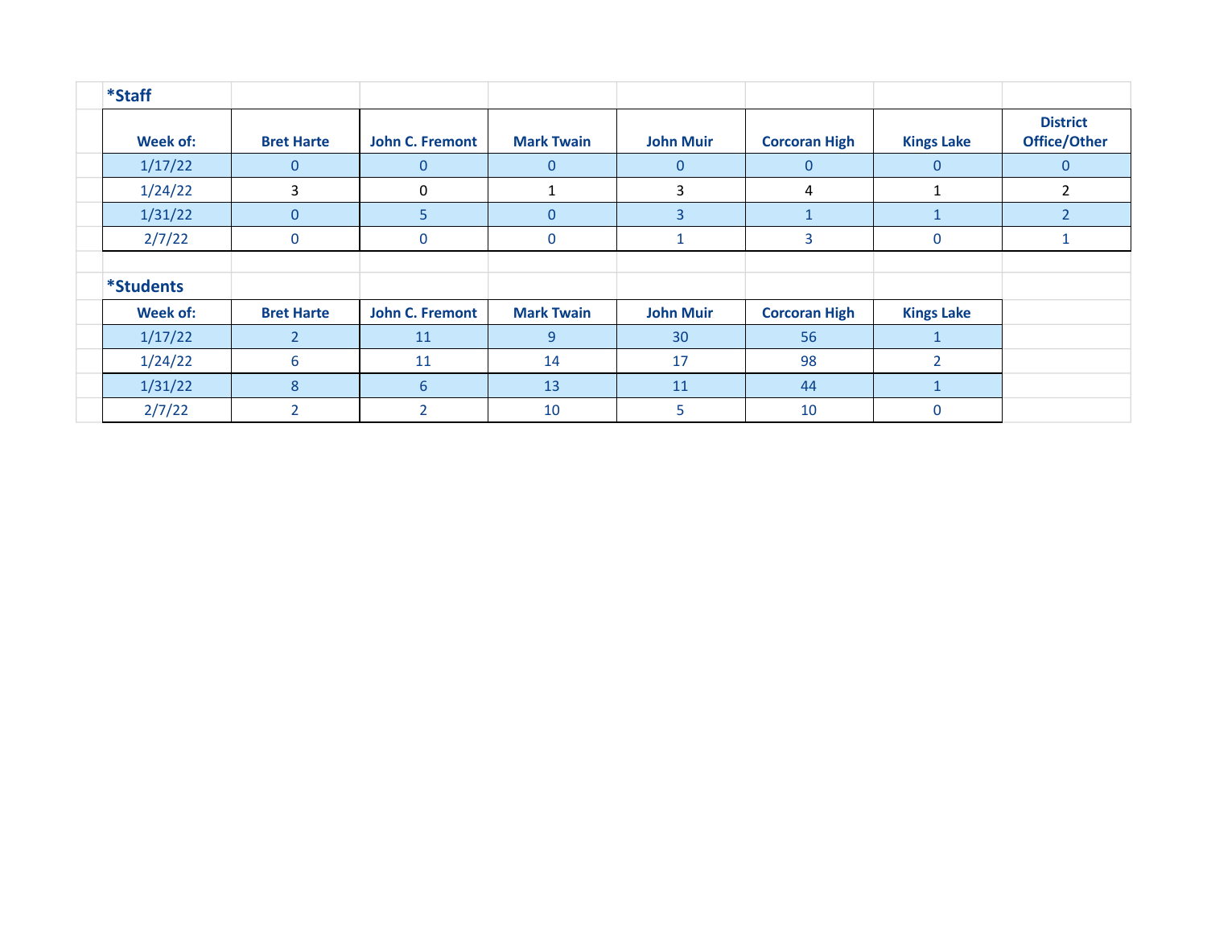**\*Staff**

| Week of: | Bret Harte | John C. Fremont | Mark Twain | John Muir | Corcoran High | Kings Lake | District Office/Other |
|---|---|---|---|---|---|---|---|
| 1/17/22 | 0 | 0 | 0 | 0 | 0 | 0 | 0 |
| 1/24/22 | 3 | 0 | 1 | 3 | 4 | 1 | 2 |
| 1/31/22 | 0 | 5 | 0 | 3 | 1 | 1 | 2 |
| 2/7/22 | 0 | 0 | 0 | 1 | 3 | 0 | 1 |

**\*Students**

| Week of: | Bret Harte | John C. Fremont | Mark Twain | John Muir | Corcoran High | Kings Lake |
|---|---|---|---|---|---|---|
| 1/17/22 | 2 | 11 | 9 | 30 | 56 | 1 |
| 1/24/22 | 6 | 11 | 14 | 17 | 98 | 2 |
| 1/31/22 | 8 | 6 | 13 | 11 | 44 | 1 |
| 2/7/22 | 2 | 2 | 10 | 5 | 10 | 0 |